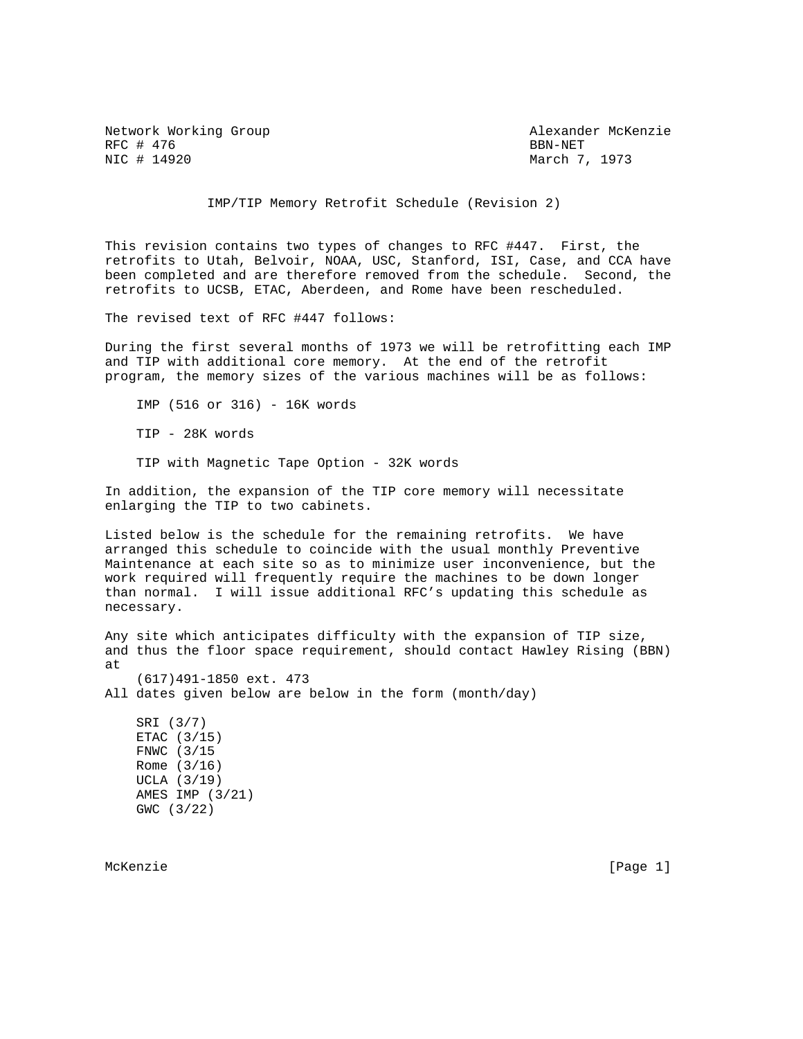Network Working Group                                      Alexander McKenzie
RFC # 476                                                          BBN-NET
NIC # 14920                                                  March 7, 1973

# IMP/TIP Memory Retrofit Schedule (Revision 2)

This revision contains two types of changes to RFC #447. First, the retrofits to Utah, Belvoir, NOAA, USC, Stanford, ISI, Case, and CCA have been completed and are therefore removed from the schedule. Second, the retrofits to UCSB, ETAC, Aberdeen, and Rome have been rescheduled.

The revised text of RFC #447 follows:

During the first several months of 1973 we will be retrofitting each IMP and TIP with additional core memory. At the end of the retrofit program, the memory sizes of the various machines will be as follows:

    IMP (516 or 316) - 16K words

    TIP - 28K words

    TIP with Magnetic Tape Option - 32K words

In addition, the expansion of the TIP core memory will necessitate enlarging the TIP to two cabinets.

Listed below is the schedule for the remaining retrofits. We have arranged this schedule to coincide with the usual monthly Preventive Maintenance at each site so as to minimize user inconvenience, but the work required will frequently require the machines to be down longer than normal. I will issue additional RFC's updating this schedule as necessary.

Any site which anticipates difficulty with the expansion of TIP size, and thus the floor space requirement, should contact Hawley Rising (BBN) at
    (617)491-1850 ext. 473
All dates given below are below in the form (month/day)

    SRI (3/7)
    ETAC (3/15)
    FNWC (3/15
    Rome (3/16)
    UCLA (3/19)
    AMES IMP (3/21)
    GWC (3/22)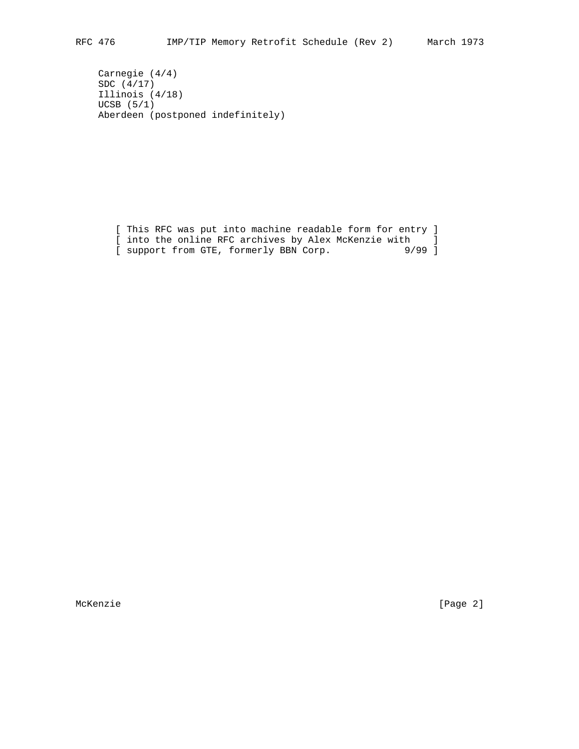Carnegie (4/4)
SDC (4/17)
Illinois (4/18)
UCSB (5/1)
Aberdeen (postponed indefinitely)

[ This RFC was put into machine readable form for entry ]
[ into the online RFC archives by Alex McKenzie with ]
[ support from GTE, formerly BBN Corp. 9/99 ]